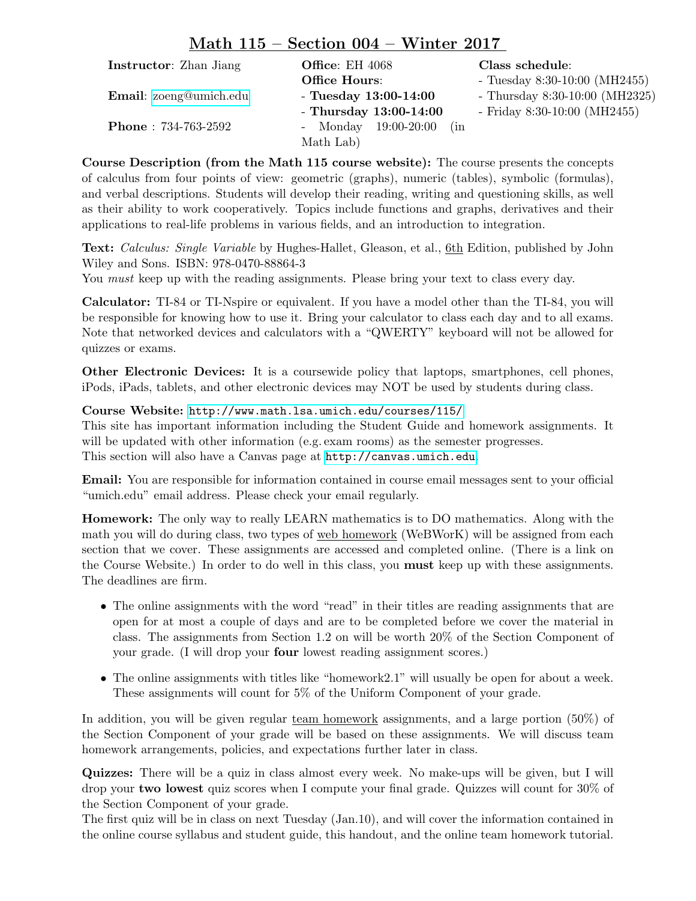# Math 115 – Section 004 – Winter 2017

**Instructor**: Zhan Jiang

**Email**: zoeng@umich.edu

**Phone** : 734-763-2592

**Office**: EH 4068

**Office Hours**:
- **Tuesday 13:00-14:00**
- **Thursday 13:00-14:00**
- Monday 19:00-20:00 (in Math Lab)

**Class schedule**:
- Tuesday 8:30-10:00 (MH2455)
- Thursday 8:30-10:00 (MH2325)
- Friday 8:30-10:00 (MH2455)

**Course Description (from the Math 115 course website):** The course presents the concepts of calculus from four points of view: geometric (graphs), numeric (tables), symbolic (formulas), and verbal descriptions. Students will develop their reading, writing and questioning skills, as well as their ability to work cooperatively. Topics include functions and graphs, derivatives and their applications to real-life problems in various fields, and an introduction to integration.

**Text:** *Calculus: Single Variable* by Hughes-Hallet, Gleason, et al., 6th Edition, published by John Wiley and Sons. ISBN: 978-0470-88864-3
You *must* keep up with the reading assignments. Please bring your text to class every day.

**Calculator:** TI-84 or TI-Nspire or equivalent. If you have a model other than the TI-84, you will be responsible for knowing how to use it. Bring your calculator to class each day and to all exams. Note that networked devices and calculators with a "QWERTY" keyboard will not be allowed for quizzes or exams.

**Other Electronic Devices:** It is a coursewide policy that laptops, smartphones, cell phones, iPods, iPads, tablets, and other electronic devices may NOT be used by students during class.

**Course Website:** http://www.math.lsa.umich.edu/courses/115/
This site has important information including the Student Guide and homework assignments. It will be updated with other information (e.g. exam rooms) as the semester progresses.
This section will also have a Canvas page at http://canvas.umich.edu.

**Email:** You are responsible for information contained in course email messages sent to your official "umich.edu" email address. Please check your email regularly.

**Homework:** The only way to really LEARN mathematics is to DO mathematics. Along with the math you will do during class, two types of web homework (WeBWorK) will be assigned from each section that we cover. These assignments are accessed and completed online. (There is a link on the Course Website.) In order to do well in this class, you **must** keep up with these assignments. The deadlines are firm.

- The online assignments with the word "read" in their titles are reading assignments that are open for at most a couple of days and are to be completed before we cover the material in class. The assignments from Section 1.2 on will be worth 20% of the Section Component of your grade. (I will drop your **four** lowest reading assignment scores.)
- The online assignments with titles like "homework2.1" will usually be open for about a week. These assignments will count for 5% of the Uniform Component of your grade.

In addition, you will be given regular team homework assignments, and a large portion (50%) of the Section Component of your grade will be based on these assignments. We will discuss team homework arrangements, policies, and expectations further later in class.

**Quizzes:** There will be a quiz in class almost every week. No make-ups will be given, but I will drop your **two lowest** quiz scores when I compute your final grade. Quizzes will count for 30% of the Section Component of your grade.
The first quiz will be in class on next Tuesday (Jan.10), and will cover the information contained in the online course syllabus and student guide, this handout, and the online team homework tutorial.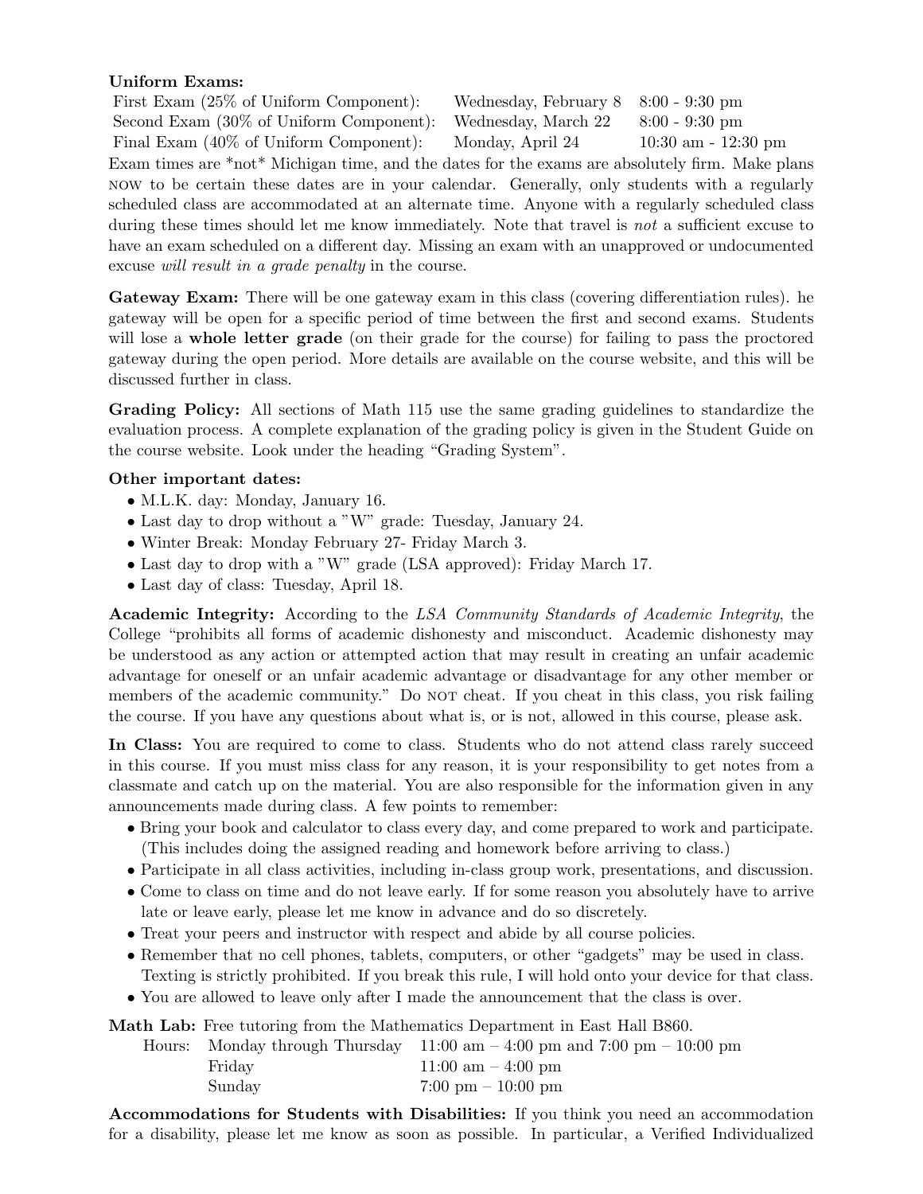**Uniform Exams:**

| | | |
|---|---|---|
| First Exam (25% of Uniform Component): | Wednesday, February 8 | 8:00 - 9:30 pm |
| Second Exam (30% of Uniform Component): | Wednesday, March 22 | 8:00 - 9:30 pm |
| Final Exam (40% of Uniform Component): | Monday, April 24 | 10:30 am - 12:30 pm |

Exam times are *not* Michigan time, and the dates for the exams are absolutely firm. Make plans NOW to be certain these dates are in your calendar. Generally, only students with a regularly scheduled class are accommodated at an alternate time. Anyone with a regularly scheduled class during these times should let me know immediately. Note that travel is *not* a sufficient excuse to have an exam scheduled on a different day. Missing an exam with an unapproved or undocumented excuse *will result in a grade penalty* in the course.

**Gateway Exam:** There will be one gateway exam in this class (covering differentiation rules). he gateway will be open for a specific period of time between the first and second exams. Students will lose a **whole letter grade** (on their grade for the course) for failing to pass the proctored gateway during the open period. More details are available on the course website, and this will be discussed further in class.

**Grading Policy:** All sections of Math 115 use the same grading guidelines to standardize the evaluation process. A complete explanation of the grading policy is given in the Student Guide on the course website. Look under the heading "Grading System".

**Other important dates:**

- M.L.K. day: Monday, January 16.
- Last day to drop without a "W" grade: Tuesday, January 24.
- Winter Break: Monday February 27- Friday March 3.
- Last day to drop with a "W" grade (LSA approved): Friday March 17.
- Last day of class: Tuesday, April 18.

**Academic Integrity:** According to the *LSA Community Standards of Academic Integrity*, the College "prohibits all forms of academic dishonesty and misconduct. Academic dishonesty may be understood as any action or attempted action that may result in creating an unfair academic advantage for oneself or an unfair academic advantage or disadvantage for any other member or members of the academic community." Do NOT cheat. If you cheat in this class, you risk failing the course. If you have any questions about what is, or is not, allowed in this course, please ask.

**In Class:** You are required to come to class. Students who do not attend class rarely succeed in this course. If you must miss class for any reason, it is your responsibility to get notes from a classmate and catch up on the material. You are also responsible for the information given in any announcements made during class. A few points to remember:

- Bring your book and calculator to class every day, and come prepared to work and participate. (This includes doing the assigned reading and homework before arriving to class.)
- Participate in all class activities, including in-class group work, presentations, and discussion.
- Come to class on time and do not leave early. If for some reason you absolutely have to arrive late or leave early, please let me know in advance and do so discretely.
- Treat your peers and instructor with respect and abide by all course policies.
- Remember that no cell phones, tablets, computers, or other "gadgets" may be used in class. Texting is strictly prohibited. If you break this rule, I will hold onto your device for that class.
- You are allowed to leave only after I made the announcement that the class is over.

**Math Lab:** Free tutoring from the Mathematics Department in East Hall B860.

| Hours: | | |
|---|---|---|
| | Monday through Thursday | 11:00 am – 4:00 pm and 7:00 pm – 10:00 pm |
| | Friday | 11:00 am – 4:00 pm |
| | Sunday | 7:00 pm – 10:00 pm |

**Accommodations for Students with Disabilities:** If you think you need an accommodation for a disability, please let me know as soon as possible. In particular, a Verified Individualized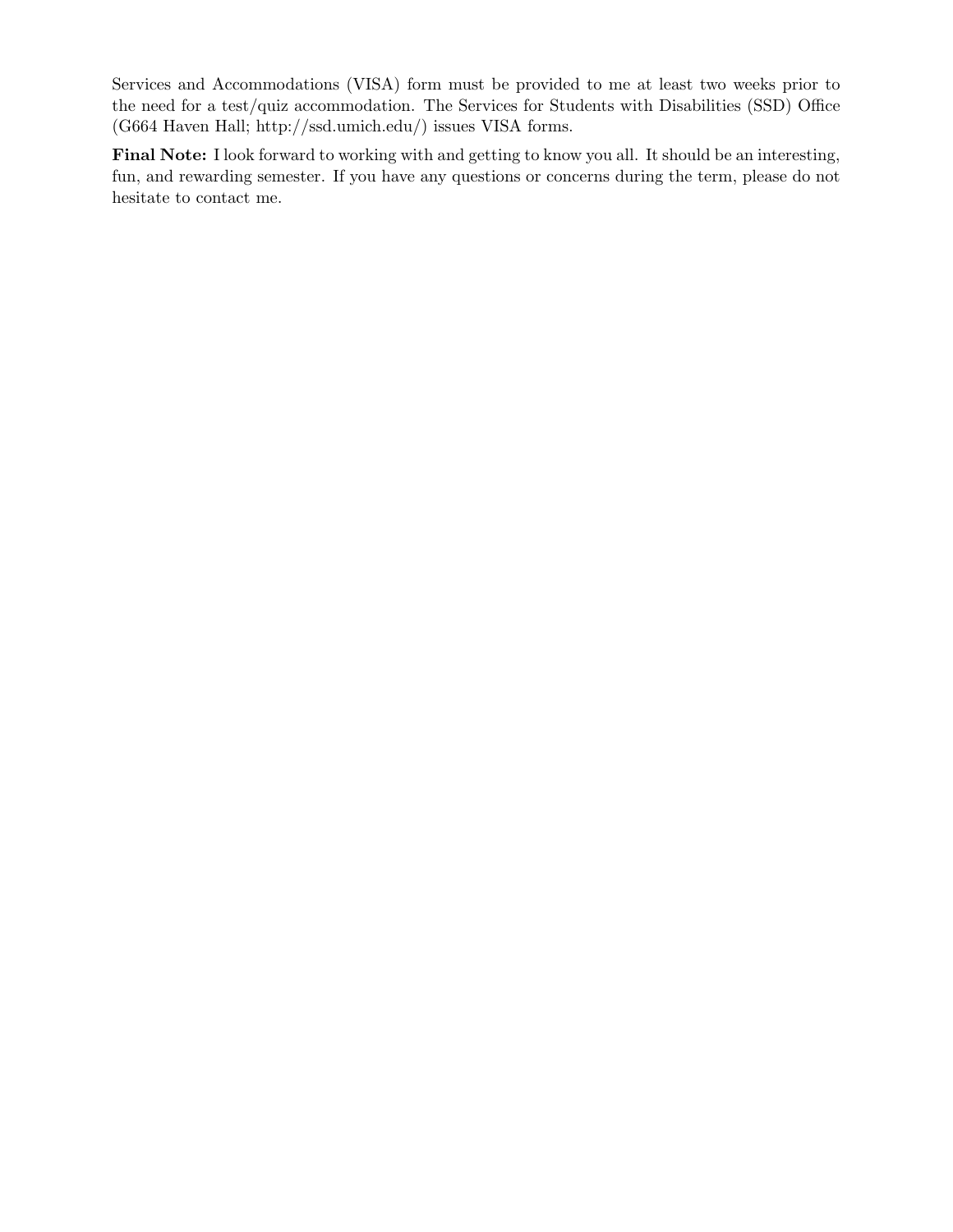Services and Accommodations (VISA) form must be provided to me at least two weeks prior to the need for a test/quiz accommodation. The Services for Students with Disabilities (SSD) Office (G664 Haven Hall; http://ssd.umich.edu/) issues VISA forms.

**Final Note:** I look forward to working with and getting to know you all. It should be an interesting, fun, and rewarding semester. If you have any questions or concerns during the term, please do not hesitate to contact me.